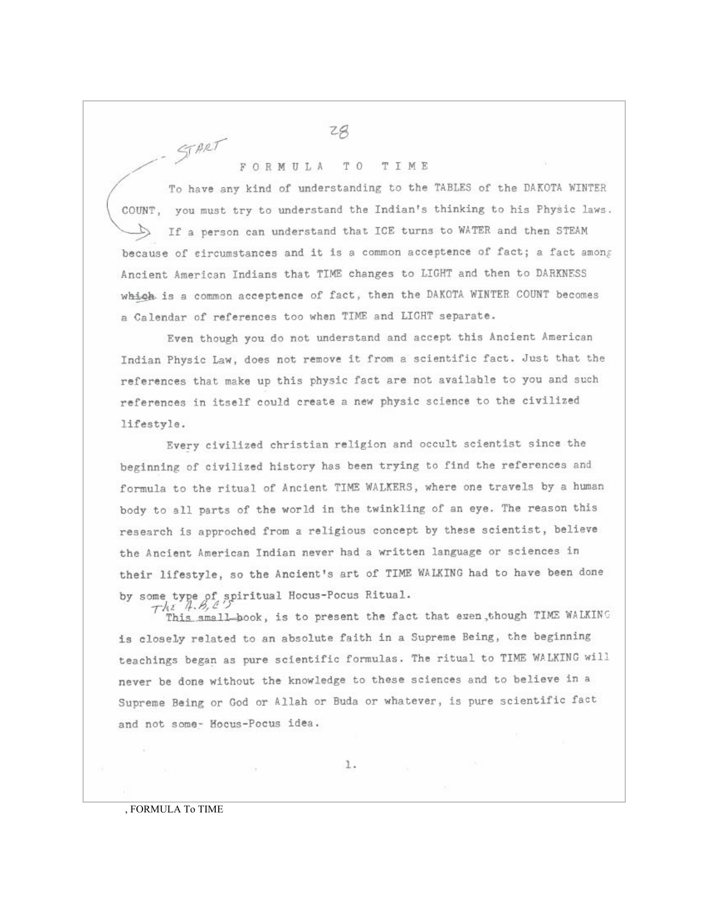# FORMULA TO TIME

To have any kind of understanding to the TABLES of the DAKOTA WINTER COUNT, you must try to understand the Indian's thinking to his Physic laws. If a person can understand that ICE turns to WATER and then STEAM because of circumstances and it is a common acceptence of fact; a fact among Ancient American Indians that TIME changes to LIGHT and then to DARKNESS which is a common acceptence of fact, then the DAKOTA WINTER COUNT becomes a Calendar of references too when TIME and LIGHT separate.

Even though you do not understand and accept this Ancient American Indian Physic Law, does not remove it from a scientific fact. Just that the references that make up this physic fact are not available to you and such references in itself could create a new physic science to the civilized lifestyle.

Every civilized christian religion and occult scientist since the beginning of civilized history has been trying to find the references and formula to the ritual of Ancient TIME WALKERS, where one travels by a human body to all parts of the world in the twinkling of an eye. The reason this research is approched from a religious concept by these scientist, believe the Ancient American Indian never had a written language or sciences in their lifestyle, so the Ancient's art of TIME WALKING had to have been done by some type of spiritual Hocus-Pocus Ritual.

The A.B.C's book, is to present the fact that even though TIME WALKING is closely related to an absolute faith in a Supreme Being, the beginning teachings began as pure scientific formulas. The ritual to TIME WALKING will never be done without the knowledge to these sciences and to believe in a Supreme Being or God or Allah or Buda or whatever, is pure scientific fact and not some Hocus-Pocus idea.

, FORMULA To TIME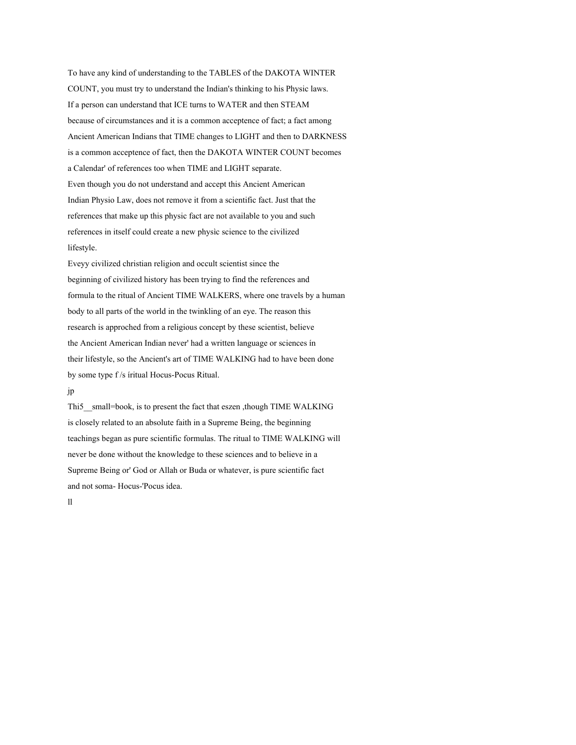To have any kind of understanding to the TABLES of the DAKOTA WINTER COUNT, you must try to understand the Indian's thinking to his Physic laws. If a person can understand that ICE turns to WATER and then STEAM because of circumstances and it is a common acceptence of fact; a fact among Ancient American Indians that TIME changes to LIGHT and then to DARKNESS is a common acceptence of fact, then the DAKOTA WINTER COUNT becomes a Calendar' of references too when TIME and LIGHT separate.

Even though you do not understand and accept this Ancient American Indian Physio Law, does not remove it from a scientific fact. Just that the references that make up this physic fact are not available to you and such references in itself could create a new physic science to the civilized lifestyle.

Eveyy civilized christian religion and occult scientist since the beginning of civilized history has been trying to find the references and formula to the ritual of Ancient TIME WALKERS, where one travels by a human body to all parts of the world in the twinkling of an eye. The reason this research is approched from a religious concept by these scientist, believe the Ancient American Indian never' had a written language or sciences ín their lifestyle, so the Ancient's art of TIME WALKING had to have been done by some type f /s íritual Hocus-Pocus Ritual.

jp

Thi5__small=book, is to present the fact that eszen ,though TIME WALKING is closely related to an absolute faith in a Supreme Being, the beginning teachings began as pure scientific formulas. The ritual to TIME WALKING will never be done without the knowledge to these sciences and to believe in a Supreme Being or' God or Allah or Buda or whatever, is pure scientific fact and not soma- Hocus-'Pocus idea.

ll